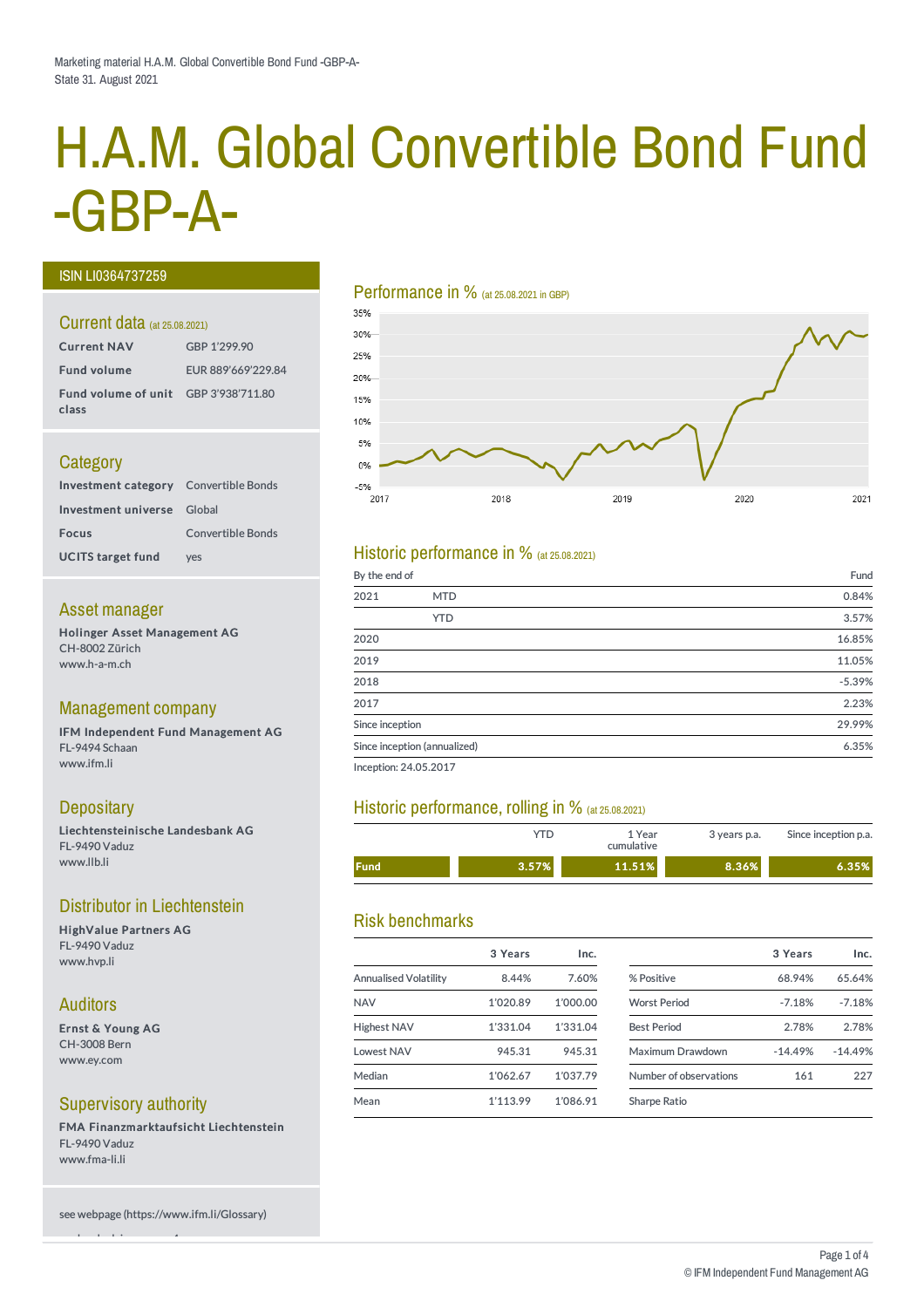Marketing material H.A.M. Global Convertible Bond Fund -GBP-A-
State 31. August 2021

# H.A.M. Global Convertible Bond Fund -GBP-A-

ISIN LI0364737259

## Current data (at 25.08.2021)

| | |
|---|---|
| **Current NAV** | GBP 1'299.90 |
| **Fund volume** | EUR 889'669'229.84 |
| **Fund volume of unit class** | GBP 3'938'711.80 |

## Category

| | |
|---|---|
| **Investment category** | Convertible Bonds |
| **Investment universe** | Global |
| **Focus** | Convertible Bonds |
| **UCITS target fund** | yes |

## Asset manager

**Holinger Asset Management AG**
CH-8002 Zürich
www.h-a-m.ch

## Management company

**IFM Independent Fund Management AG**
FL-9494 Schaan
www.ifm.li

## Depositary

**Liechtensteinische Landesbank AG**
FL-9490 Vaduz
www.llb.li

## Distributor in Liechtenstein

**HighValue Partners AG**
FL-9490 Vaduz
www.hvp.li

## Auditors

**Ernst & Young AG**
CH-3008 Bern
www.ey.com

## Supervisory authority

**FMA Finanzmarktaufsicht Liechtenstein**
FL-9490 Vaduz
www.fma-li.li

see webpage (https://www.ifm.li/Glossary)

## Performance in % (at 25.08.2021 in GBP)

## Historic performance in % (at 25.08.2021)

| By the end of | | Fund |
|---|---|---|
| 2021 | MTD | 0.84% |
| | YTD | 3.57% |
| 2020 | | 16.85% |
| 2019 | | 11.05% |
| 2018 | | -5.39% |
| 2017 | | 2.23% |
| Since inception | | 29.99% |
| Since inception (annualized) | | 6.35% |

Inception: 24.05.2017

## Historic performance, rolling in % (at 25.08.2021)

| | YTD | 1 Year cumulative | 3 years p.a. | Since inception p.a. |
|---|---|---|---|---|
| **Fund** | **3.57%** | **11.51%** | **8.36%** | **6.35%** |

## Risk benchmarks

| | 3 Years | Inc. |
|---|---|---|
| Annualised Volatility | 8.44% | 7.60% |
| NAV | 1'020.89 | 1'000.00 |
| Highest NAV | 1'331.04 | 1'331.04 |
| Lowest NAV | 945.31 | 945.31 |
| Median | 1'062.67 | 1'037.79 |
| Mean | 1'113.99 | 1'086.91 |

| | 3 Years | Inc. |
|---|---|---|
| % Positive | 68.94% | 65.64% |
| Worst Period | -7.18% | -7.18% |
| Best Period | 2.78% | 2.78% |
| Maximum Drawdown | -14.49% | -14.49% |
| Number of observations | 161 | 227 |
| Sharpe Ratio | | |

© IFM Independent Fund Management AG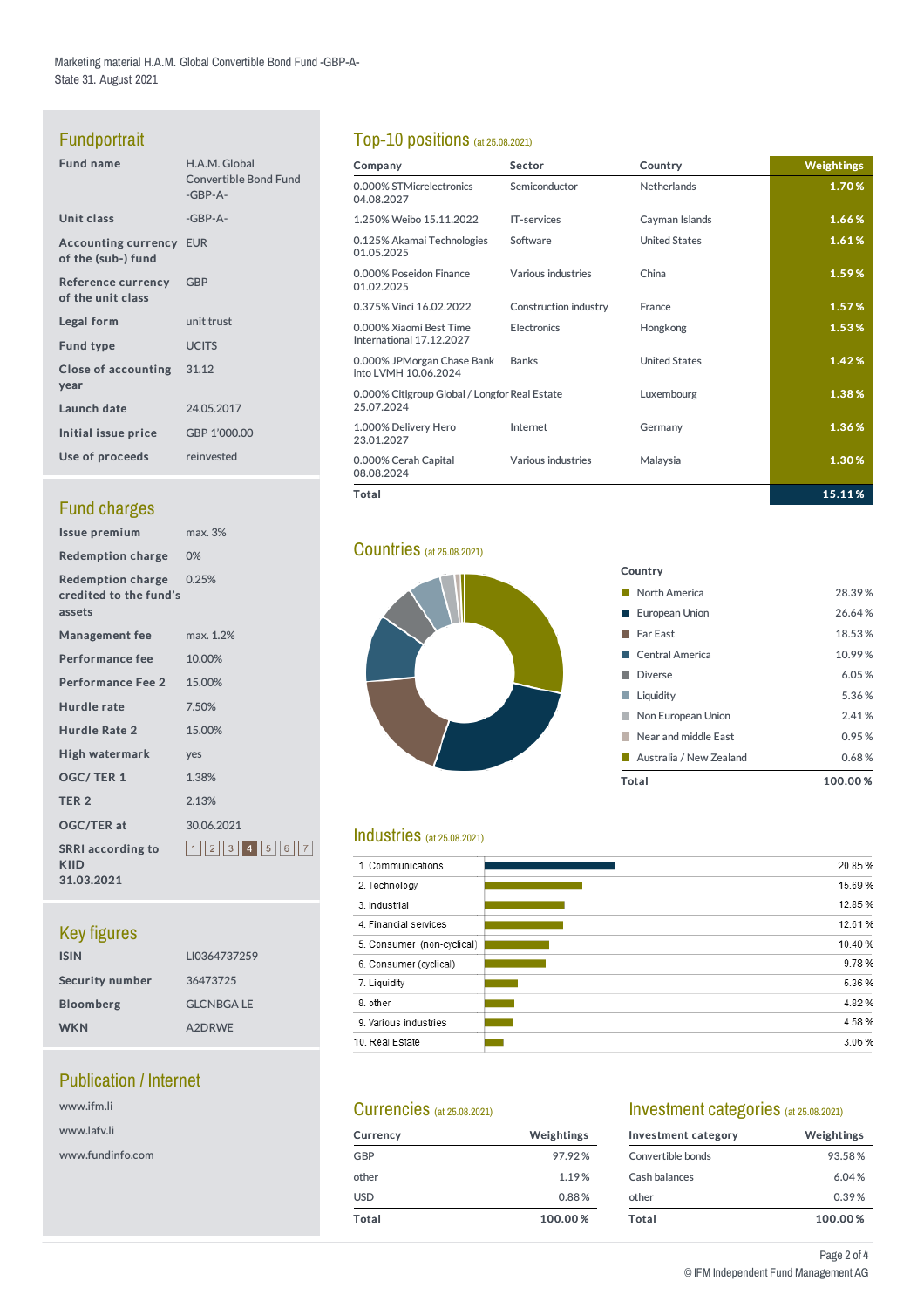Marketing material H.A.M. Global Convertible Bond Fund -GBP-A-
State 31. August 2021

## Fundportrait

| | |
|---|---|
| **Fund name** | H.A.M. Global Convertible Bond Fund -GBP-A- |
| **Unit class** | -GBP-A- |
| **Accounting currency of the (sub-) fund** | EUR |
| **Reference currency of the unit class** | GBP |
| **Legal form** | unit trust |
| **Fund type** | UCITS |
| **Close of accounting year** | 31.12 |
| **Launch date** | 24.05.2017 |
| **Initial issue price** | GBP 1'000.00 |
| **Use of proceeds** | reinvested |

## Fund charges

| | |
|---|---|
| **Issue premium** | max. 3% |
| **Redemption charge** | 0% |
| **Redemption charge credited to the fund's assets** | 0.25% |
| **Management fee** | max. 1.2% |
| **Performance fee** | 10.00% |
| **Performance Fee 2** | 15.00% |
| **Hurdle rate** | 7.50% |
| **Hurdle Rate 2** | 15.00% |
| **High watermark** | yes |
| **OGC/ TER 1** | 1.38% |
| **TER 2** | 2.13% |
| **OGC/TER at** | 30.06.2021 |
| **SRRI according to KIID 31.03.2021** | 1 2 3 **4** 5 6 7 |

## Key figures

| | |
|---|---|
| **ISIN** | LI0364737259 |
| **Security number** | 36473725 |
| **Bloomberg** | GLCNBGA LE |
| **WKN** | A2DRWE |

## Publication / Internet

www.ifm.li

www.lafv.li

www.fundinfo.com

## Top-10 positions (at 25.08.2021)

| Company | Sector | Country | Weightings |
|---|---|---|---|
| 0.000% STMicrelectronics 04.08.2027 | Semiconductor | Netherlands | 1.70 % |
| 1.250% Weibo 15.11.2022 | IT-services | Cayman Islands | 1.66 % |
| 0.125% Akamai Technologies 01.05.2025 | Software | United States | 1.61 % |
| 0.000% Poseidon Finance 01.02.2025 | Various industries | China | 1.59 % |
| 0.375% Vinci 16.02.2022 | Construction industry | France | 1.57 % |
| 0.000% Xiaomi Best Time International 17.12.2027 | Electronics | Hongkong | 1.53 % |
| 0.000% JPMorgan Chase Bank into LVMH 10.06.2024 | Banks | United States | 1.42 % |
| 0.000% Citigroup Global / Longfor 25.07.2024 | Real Estate | Luxembourg | 1.38 % |
| 1.000% Delivery Hero 23.01.2027 | Internet | Germany | 1.36 % |
| 0.000% Cerah Capital 08.08.2024 | Various industries | Malaysia | 1.30 % |
| **Total** | | | **15.11 %** |

## Countries (at 25.08.2021)

| Country | |
|---|---|
| North America | 28.39 % |
| European Union | 26.64 % |
| Far East | 18.53 % |
| Central America | 10.99 % |
| Diverse | 6.05 % |
| Liquidity | 5.36 % |
| Non European Union | 2.41 % |
| Near and middle East | 0.95 % |
| Australia / New Zealand | 0.68 % |
| **Total** | **100.00 %** |

## Industries (at 25.08.2021)

| Industry | |
|---|---|
| 1. Communications | 20.85 % |
| 2. Technology | 15.69 % |
| 3. Industrial | 12.85 % |
| 4. Financial services | 12.61 % |
| 5. Consumer (non-cyclical) | 10.40 % |
| 6. Consumer (cyclical) | 9.78 % |
| 7. Liquidity | 5.36 % |
| 8. other | 4.82 % |
| 9. Various industries | 4.58 % |
| 10. Real Estate | 3.06 % |

## Currencies (at 25.08.2021)

| Currency | Weightings |
|---|---|
| GBP | 97.92 % |
| other | 1.19 % |
| USD | 0.88 % |
| **Total** | **100.00 %** |

## Investment categories (at 25.08.2021)

| Investment category | Weightings |
|---|---|
| Convertible bonds | 93.58 % |
| Cash balances | 6.04 % |
| other | 0.39 % |
| **Total** | **100.00 %** |

© IFM Independent Fund Management AG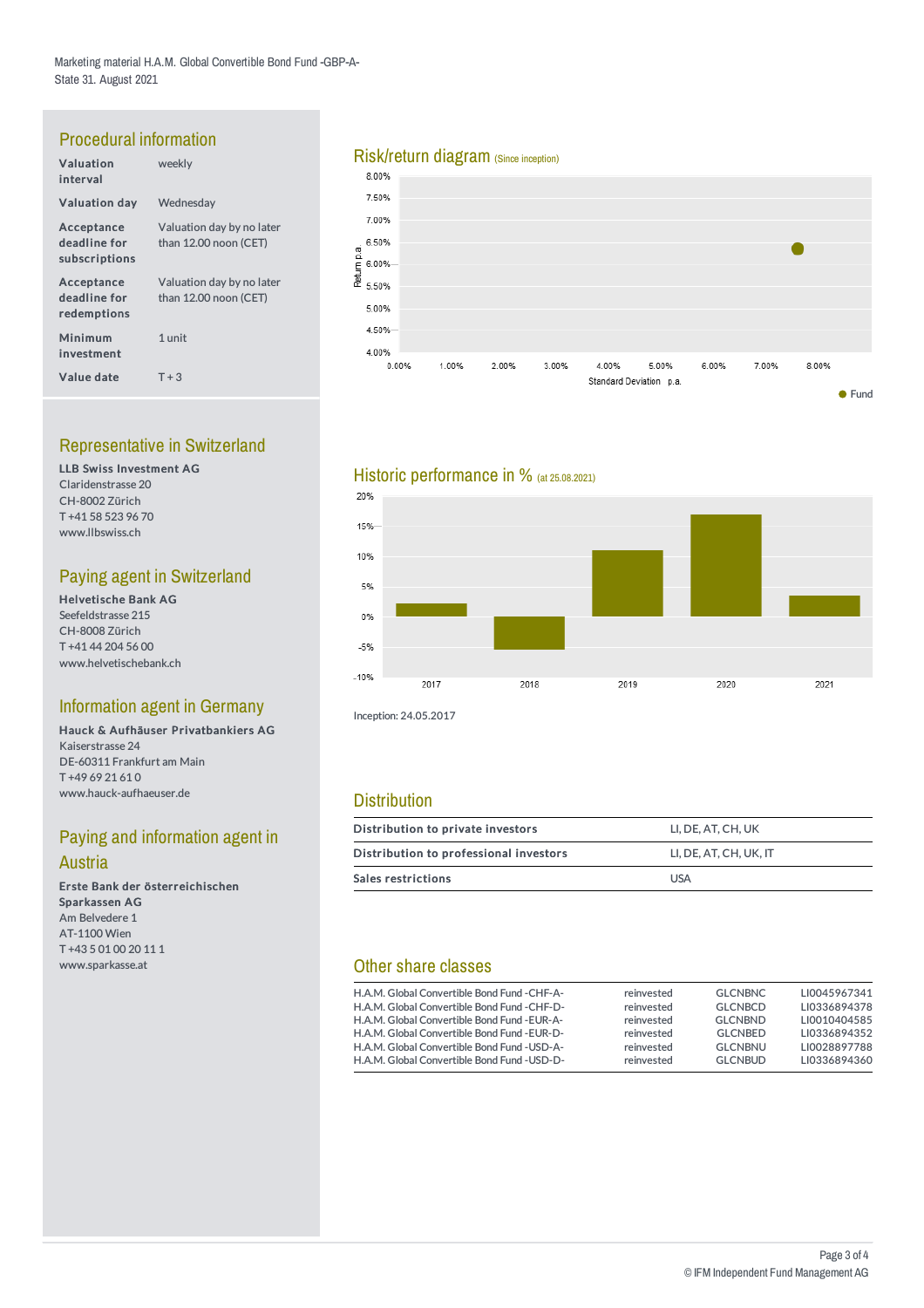Marketing material H.A.M. Global Convertible Bond Fund -GBP-A-
State 31. August 2021

## Procedural information

| | |
|---|---|
| **Valuation interval** | weekly |
| **Valuation day** | Wednesday |
| **Acceptance deadline for subscriptions** | Valuation day by no later than 12.00 noon (CET) |
| **Acceptance deadline for redemptions** | Valuation day by no later than 12.00 noon (CET) |
| **Minimum investment** | 1 unit |
| **Value date** | T + 3 |

## Representative in Switzerland

**LLB Swiss Investment AG**
Claridenstrasse 20
CH-8002 Zürich
T +41 58 523 96 70
www.llbswiss.ch

## Paying agent in Switzerland

**Helvetische Bank AG**
Seefeldstrasse 215
CH-8008 Zürich
T +41 44 204 56 00
www.helvetischebank.ch

## Information agent in Germany

**Hauck & Aufhäuser Privatbankiers AG**
Kaiserstrasse 24
DE-60311 Frankfurt am Main
T +49 69 21 61 0
www.hauck-aufhaeuser.de

## Paying and information agent in Austria

**Erste Bank der österreichischen Sparkassen AG**
Am Belvedere 1
AT-1100 Wien
T +43 5 01 00 20 11 1
www.sparkasse.at

## Risk/return diagram (Since inception)

## Historic performance in % (at 25.08.2021)

Inception: 24.05.2017

## Distribution

| | |
|---|---|
| **Distribution to private investors** | LI, DE, AT, CH, UK |
| **Distribution to professional investors** | LI, DE, AT, CH, UK, IT |
| **Sales restrictions** | USA |

## Other share classes

| | | | |
|---|---|---|---|
| H.A.M. Global Convertible Bond Fund -CHF-A- | reinvested | GLCNBNC | LI0045967341 |
| H.A.M. Global Convertible Bond Fund -CHF-D- | reinvested | GLCNBCD | LI0336894378 |
| H.A.M. Global Convertible Bond Fund -EUR-A- | reinvested | GLCNBND | LI0010404585 |
| H.A.M. Global Convertible Bond Fund -EUR-D- | reinvested | GLCNBED | LI0336894352 |
| H.A.M. Global Convertible Bond Fund -USD-A- | reinvested | GLCNBNU | LI0028897788 |
| H.A.M. Global Convertible Bond Fund -USD-D- | reinvested | GLCNBUD | LI0336894360 |

© IFM Independent Fund Management AG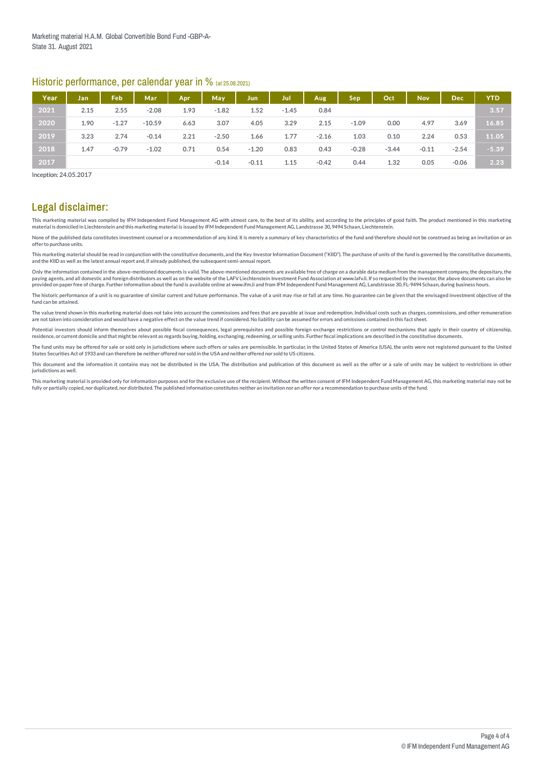Marketing material H.A.M. Global Convertible Bond Fund -GBP-A-
State 31. August 2021

## Historic performance, per calendar year in % (at 25.08.2021)

| Year | Jan | Feb | Mar | Apr | May | Jun | Jul | Aug | Sep | Oct | Nov | Dec | YTD |
|---|---|---|---|---|---|---|---|---|---|---|---|---|---|
| 2021 | 2.15 | 2.55 | -2.08 | 1.93 | -1.82 | 1.52 | -1.45 | 0.84 | | | | | 3.57 |
| 2020 | 1.90 | -1.27 | -10.59 | 6.63 | 3.07 | 4.05 | 3.29 | 2.15 | -1.09 | 0.00 | 4.97 | 3.69 | 16.85 |
| 2019 | 3.23 | 2.74 | -0.14 | 2.21 | -2.50 | 1.66 | 1.77 | -2.16 | 1.03 | 0.10 | 2.24 | 0.53 | 11.05 |
| 2018 | 1.47 | -0.79 | -1.02 | 0.71 | 0.54 | -1.20 | 0.83 | 0.43 | -0.28 | -3.44 | -0.11 | -2.54 | -5.39 |
| 2017 | | | | | -0.14 | -0.11 | 1.15 | -0.42 | 0.44 | 1.32 | 0.05 | -0.06 | 2.23 |

Inception: 24.05.2017

## Legal disclaimer:

This marketing material was compiled by IFM Independent Fund Management AG with utmost care, to the best of its ability, and according to the principles of good faith. The product mentioned in this marketing material is domiciled in Liechtenstein and this marketing material is issued by IFM Independent Fund Management AG, Landstrasse 30, 9494 Schaan, Liechtenstein.

None of the published data constitutes investment counsel or a recommendation of any kind. It is merely a summary of key characteristics of the fund and therefore should not be construed as being an invitation or an offer to purchase units.

This marketing material should be read in conjunction with the constitutive documents, and the Key Investor Information Document ("KIID"). The purchase of units of the fund is governed by the constitutive documents, and the KIID as well as the latest annual report and, if already published, the subsequent semi-annual report.

Only the information contained in the above-mentioned documents is valid. The above-mentioned documents are available free of charge on a durable data medium from the management company, the depositary, the paying agents, and all domestic and foreign distributors as well as on the website of the LAFV Liechtenstein Investment Fund Association at www.lafv.li. If so requested by the investor, the above documents can also be provided on paper free of charge. Further information about the fund is available online at www.ifm.li and from IFM Independent Fund Management AG, Landstrasse 30, FL-9494 Schaan, during business hours.

The historic performance of a unit is no guarantee of similar current and future performance. The value of a unit may rise or fall at any time. No guarantee can be given that the envisaged investment objective of the fund can be attained.

The value trend shown in this marketing material does not take into account the commissions and fees that are payable at issue and redemption. Individual costs such as charges, commissions, and other remuneration are not taken into consideration and would have a negative effect on the value trend if considered. No liability can be assumed for errors and omissions contained in this fact sheet.

Potential investors should inform themselves about possible fiscal consequences, legal prerequisites and possible foreign exchange restrictions or control mechanisms that apply in their country of citizenship, residence, or current domicile and that might be relevant as regards buying, holding, exchanging, redeeming, or selling units. Further fiscal implications are described in the constitutive documents.

The fund units may be offered for sale or sold only in jurisdictions where such offers or sales are permissible. In particular, in the United States of America (USA), the units were not registered pursuant to the United States Securities Act of 1933 and can therefore be neither offered nor sold in the USA and neither offered nor sold to US citizens.

This document and the information it contains may not be distributed in the USA. The distribution and publication of this document as well as the offer or a sale of units may be subject to restrictions in other jurisdictions as well.

This marketing material is provided only for information purposes and for the exclusive use of the recipient. Without the written consent of IFM Independent Fund Management AG, this marketing material may not be fully or partially copied, nor duplicated, nor distributed. The published information constitutes neither an invitation nor an offer nor a recommendation to purchase units of the fund.

© IFM Independent Fund Management AG